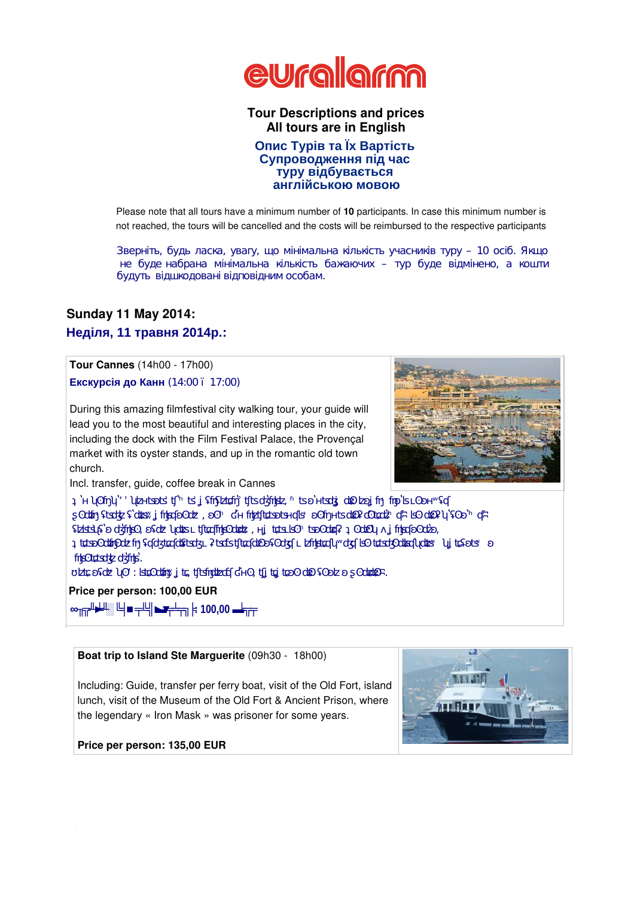# euralarm

## Tour Descriptions and prices
## All tours are in English

## Опис Турів та Їх Вартість
## Супроводження під час туру відбувається англійською мовою

Please note that all tours have a minimum number of **10** participants. In case this minimum number is not reached, the tours will be cancelled and the costs will be reimbursed to the respective participants

Зверніть, будь ласка, увагу, що мінімальна кількість учасників туру – 10 осіб. Якщо не буде набрана мінімальна кількість бажаючих – тур буде відмінено, а кошти будуть відшкодовані відповідним особам.

### Sunday 11 May 2014:
### Неділя, 11 травня 2014р.:

**Tour Cannes** (14h00 - 17h00)

**Екскурсія до Канн** (14:00 – 17:00)

During this amazing filmfestival city walking tour, your guide will lead you to the most beautiful and interesting places in the city, including the dock with the Film Festival Palace, the Provençal market with its oyster stands, and up in the romantic old town church.

Incl. transfer, guide, coffee break in Cannes

**Price per person: 100,00 EUR**

**100,00**

---

**Boat trip to Island Ste Marguerite** (09h30 - 18h00)

Including: Guide, transfer per ferry boat, visit of the Old Fort, island lunch, visit of the Museum of the Old Fort & Ancient Prison, where the legendary « Iron Mask » was prisoner for some years.

**Price per person: 135,00 EUR**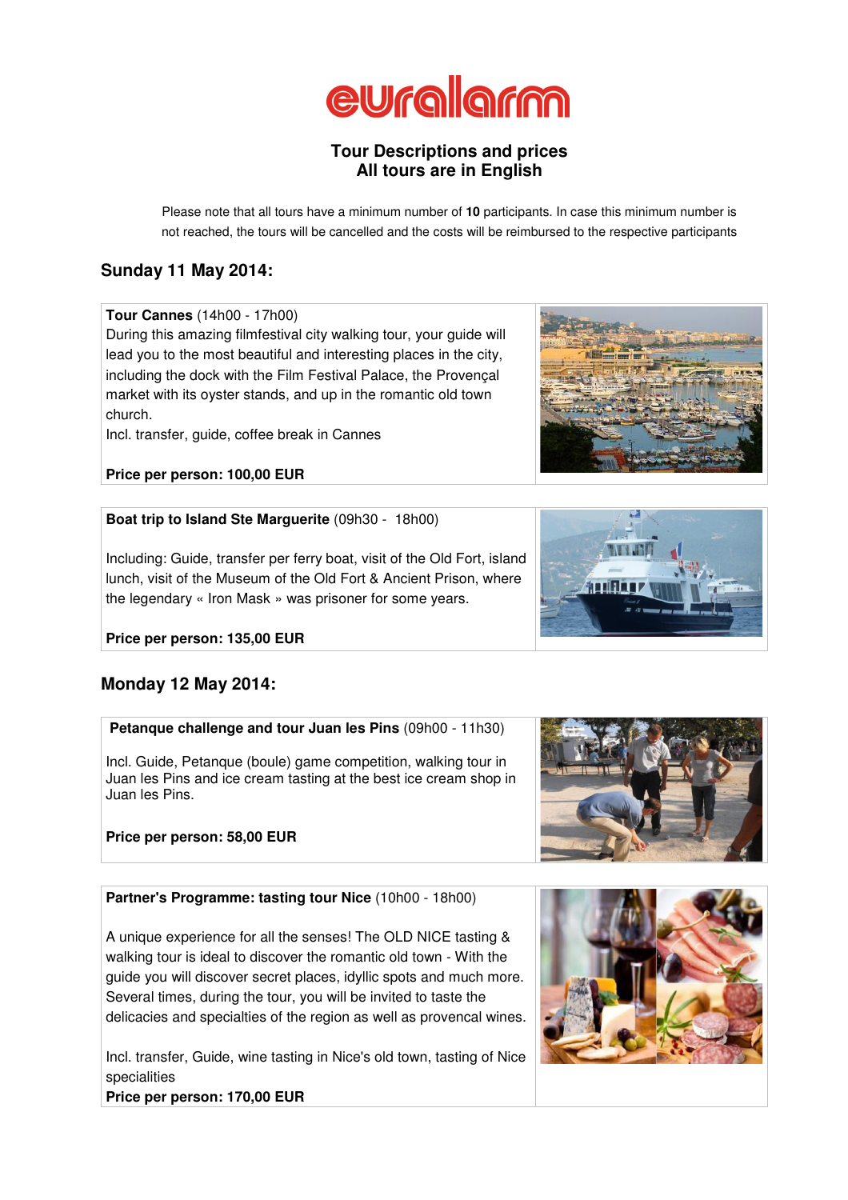# euralarm

## Tour Descriptions and prices
## All tours are in English

Please note that all tours have a minimum number of **10** participants. In case this minimum number is not reached, the tours will be cancelled and the costs will be reimbursed to the respective participants

## Sunday 11 May 2014:

**Tour Cannes** (14h00 - 17h00)
During this amazing filmfestival city walking tour, your guide will lead you to the most beautiful and interesting places in the city, including the dock with the Film Festival Palace, the Provençal market with its oyster stands, and up in the romantic old town church.
Incl. transfer, guide, coffee break in Cannes

**Price per person: 100,00 EUR**

**Boat trip to Island Ste Marguerite** (09h30 - 18h00)

Including: Guide, transfer per ferry boat, visit of the Old Fort, island lunch, visit of the Museum of the Old Fort & Ancient Prison, where the legendary « Iron Mask » was prisoner for some years.

**Price per person: 135,00 EUR**

## Monday 12 May 2014:

**Petanque challenge and tour Juan les Pins** (09h00 - 11h30)

Incl. Guide, Petanque (boule) game competition, walking tour in Juan les Pins and ice cream tasting at the best ice cream shop in Juan les Pins.

**Price per person: 58,00 EUR**

**Partner's Programme: tasting tour Nice** (10h00 - 18h00)

A unique experience for all the senses! The OLD NICE tasting & walking tour is ideal to discover the romantic old town - With the guide you will discover secret places, idyllic spots and much more. Several times, during the tour, you will be invited to taste the delicacies and specialties of the region as well as provencal wines.

Incl. transfer, Guide, wine tasting in Nice's old town, tasting of Nice specialities
**Price per person: 170,00 EUR**